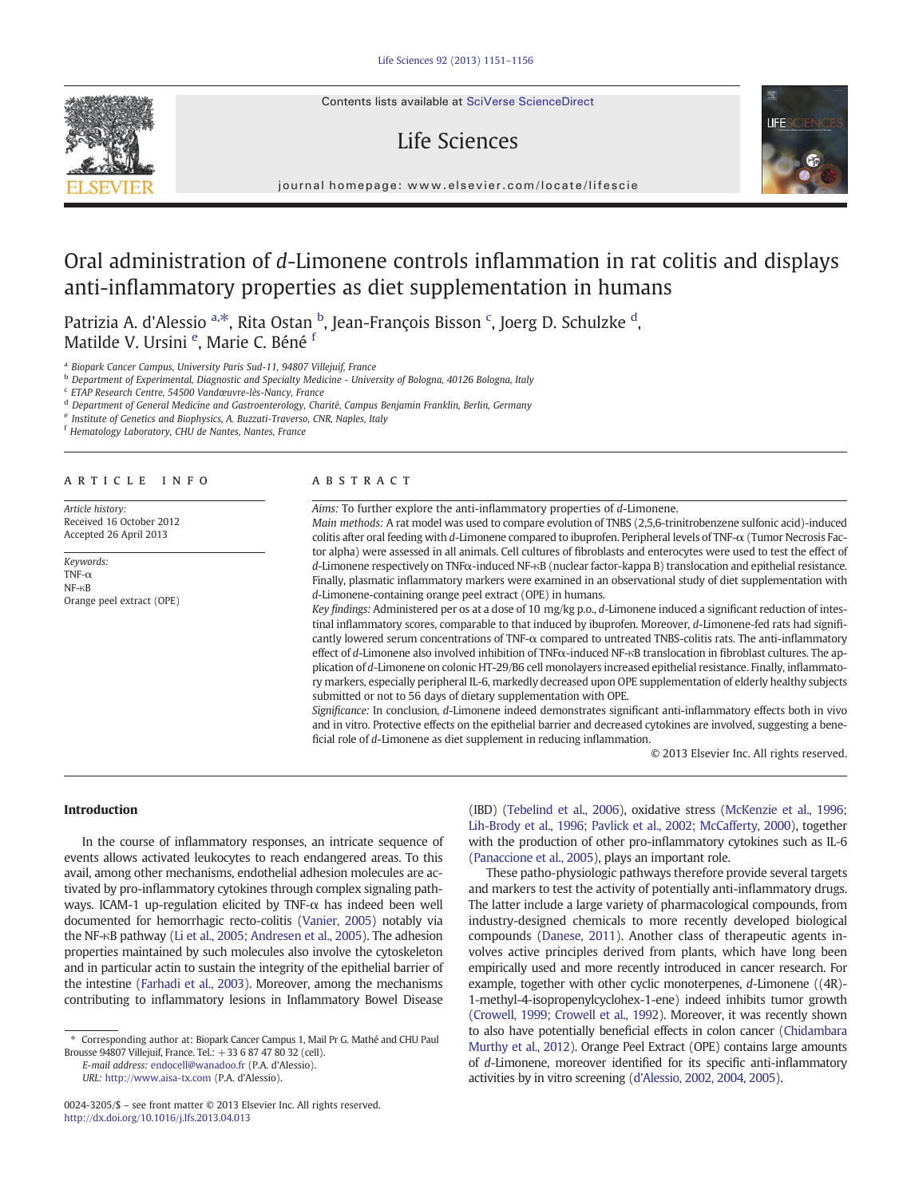# Oral administration of *d*-Limonene controls inflammation in rat colitis and displays anti-inflammatory properties as diet supplementation in humans

Patrizia A. d'Alessio [a,*], Rita Ostan [b], Jean-François Bisson [c], Joerg D. Schulzke [d], Matilde V. Ursini [e], Marie C. Béné [f]

[a] Biopark Cancer Campus, University Paris Sud-11, 94807 Villejuif, France
[b] Department of Experimental, Diagnostic and Specialty Medicine - University of Bologna, 40126 Bologna, Italy
[c] ETAP Research Centre, 54500 Vandœuvre-lès-Nancy, France
[d] Department of General Medicine and Gastroenterology, Charité, Campus Benjamin Franklin, Berlin, Germany
[e] Institute of Genetics and Biophysics, A. Buzzati-Traverso, CNR, Naples, Italy
[f] Hematology Laboratory, CHU de Nantes, Nantes, France

## ARTICLE INFO

*Article history:*
Received 16 October 2012
Accepted 26 April 2013

*Keywords:*
TNF-α
NF-κB
Orange peel extract (OPE)

## ABSTRACT

*Aims:* To further explore the anti-inflammatory properties of *d*-Limonene.

*Main methods:* A rat model was used to compare evolution of TNBS (2,5,6-trinitrobenzene sulfonic acid)-induced colitis after oral feeding with *d*-Limonene compared to ibuprofen. Peripheral levels of TNF-α (Tumor Necrosis Factor alpha) were assessed in all animals. Cell cultures of fibroblasts and enterocytes were used to test the effect of *d*-Limonene respectively on TNFα-induced NF-κB (nuclear factor-kappa B) translocation and epithelial resistance. Finally, plasmatic inflammatory markers were examined in an observational study of diet supplementation with *d*-Limonene-containing orange peel extract (OPE) in humans.

*Key findings:* Administered per os at a dose of 10 mg/kg p.o., *d*-Limonene induced a significant reduction of intestinal inflammatory scores, comparable to that induced by ibuprofen. Moreover, *d*-Limonene-fed rats had significantly lowered serum concentrations of TNF-α compared to untreated TNBS-colitis rats. The anti-inflammatory effect of *d*-Limonene also involved inhibition of TNFα-induced NF-κB translocation in fibroblast cultures. The application of *d*-Limonene on colonic HT-29/B6 cell monolayers increased epithelial resistance. Finally, inflammatory markers, especially peripheral IL-6, markedly decreased upon OPE supplementation of elderly healthy subjects submitted or not to 56 days of dietary supplementation with OPE.

*Significance:* In conclusion, *d*-Limonene indeed demonstrates significant anti-inflammatory effects both in vivo and in vitro. Protective effects on the epithelial barrier and decreased cytokines are involved, suggesting a beneficial role of *d*-Limonene as diet supplement in reducing inflammation.

© 2013 Elsevier Inc. All rights reserved.

## Introduction

In the course of inflammatory responses, an intricate sequence of events allows activated leukocytes to reach endangered areas. To this avail, among other mechanisms, endothelial adhesion molecules are activated by pro-inflammatory cytokines through complex signaling pathways. ICAM-1 up-regulation elicited by TNF-α has indeed been well documented for hemorrhagic recto-colitis (Vanier, 2005) notably via the NF-κB pathway (Li et al., 2005; Andresen et al., 2005). The adhesion properties maintained by such molecules also involve the cytoskeleton and in particular actin to sustain the integrity of the epithelial barrier of the intestine (Farhadi et al., 2003). Moreover, among the mechanisms contributing to inflammatory lesions in Inflammatory Bowel Disease (IBD) (Tebelind et al., 2006), oxidative stress (McKenzie et al., 1996; Lih-Brody et al., 1996; Pavlick et al., 2002; McCafferty, 2000), together with the production of other pro-inflammatory cytokines such as IL-6 (Panaccione et al., 2005), plays an important role.

These patho-physiologic pathways therefore provide several targets and markers to test the activity of potentially anti-inflammatory drugs. The latter include a large variety of pharmacological compounds, from industry-designed chemicals to more recently developed biological compounds (Danese, 2011). Another class of therapeutic agents involves active principles derived from plants, which have long been empirically used and more recently introduced in cancer research. For example, together with other cyclic monoterpenes, *d*-Limonene ((4R)-1-methyl-4-isopropenylcyclohex-1-ene) indeed inhibits tumor growth (Crowell, 1999; Crowell et al., 1992). Moreover, it was recently shown to also have potentially beneficial effects in colon cancer (Chidambara Murthy et al., 2012). Orange Peel Extract (OPE) contains large amounts of *d*-Limonene, moreover identified for its specific anti-inflammatory activities by in vitro screening (d'Alessio, 2002, 2004, 2005).

\* Corresponding author at: Biopark Cancer Campus 1, Mail Pr G. Mathé and CHU Paul Brousse 94807 Villejuif, France. Tel.: +33 6 87 47 80 32 (cell).
*E-mail address:* endocell@wanadoo.fr (P.A. d'Alessio).
*URL:* http://www.aisa-tx.com (P.A. d'Alessio).

0024-3205/$ – see front matter © 2013 Elsevier Inc. All rights reserved.
http://dx.doi.org/10.1016/j.lfs.2013.04.013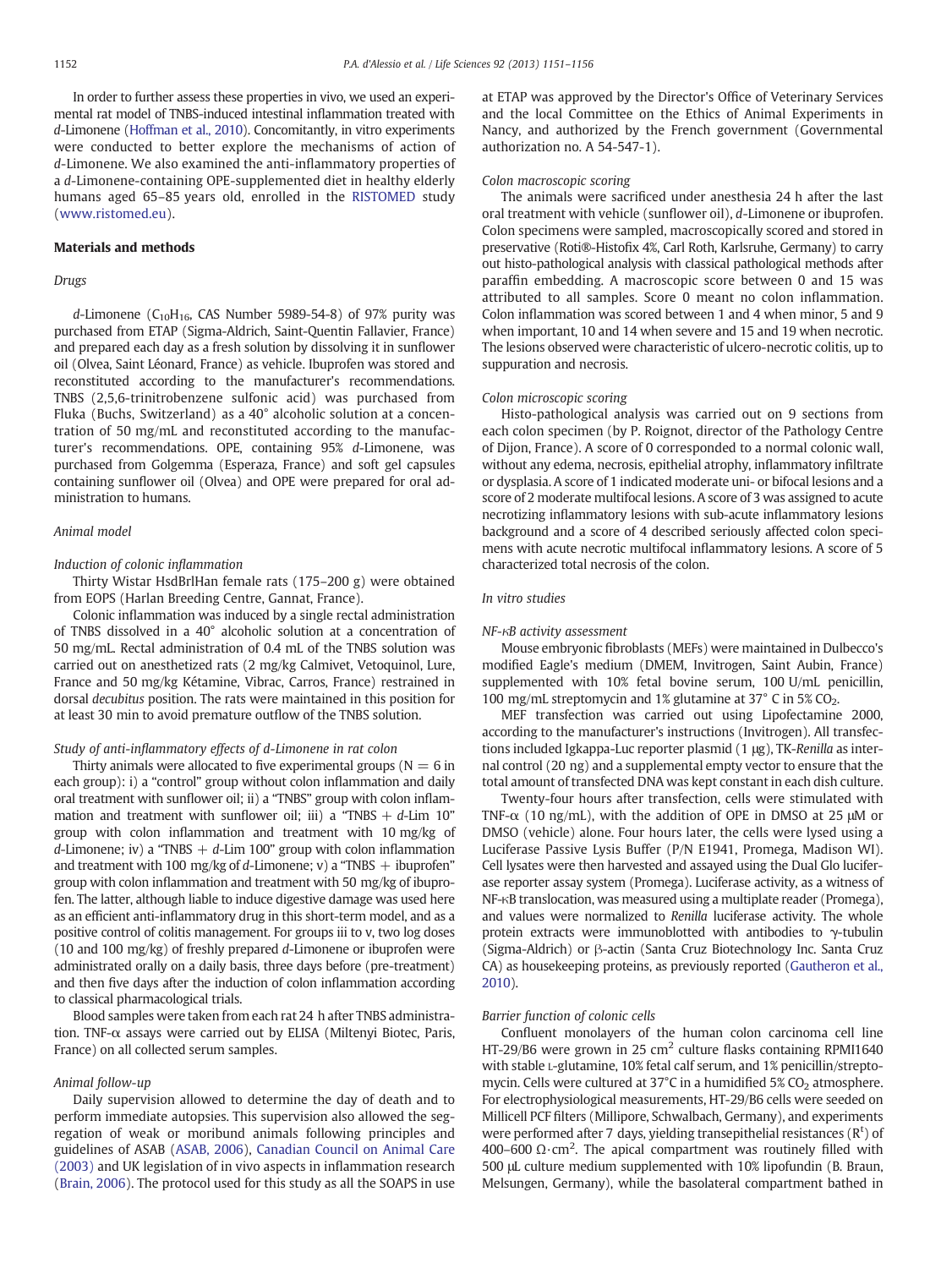In order to further assess these properties in vivo, we used an experimental rat model of TNBS-induced intestinal inflammation treated with *d*-Limonene (Hoffman et al., 2010). Concomitantly, in vitro experiments were conducted to better explore the mechanisms of action of *d*-Limonene. We also examined the anti-inflammatory properties of a *d*-Limonene-containing OPE-supplemented diet in healthy elderly humans aged 65–85 years old, enrolled in the RISTOMED study (www.ristomed.eu).

## Materials and methods

### Drugs

*d*-Limonene ($C_{10}H_{16}$, CAS Number 5989-54-8) of 97% purity was purchased from ETAP (Sigma-Aldrich, Saint-Quentin Fallavier, France) and prepared each day as a fresh solution by dissolving it in sunflower oil (Olvea, Saint Léonard, France) as vehicle. Ibuprofen was stored and reconstituted according to the manufacturer's recommendations. TNBS (2,5,6-trinitrobenzene sulfonic acid) was purchased from Fluka (Buchs, Switzerland) as a 40° alcoholic solution at a concentration of 50 mg/mL and reconstituted according to the manufacturer's recommendations. OPE, containing 95% *d*-Limonene, was purchased from Golgemma (Esperaza, France) and soft gel capsules containing sunflower oil (Olvea) and OPE were prepared for oral administration to humans.

### Animal model

#### Induction of colonic inflammation

Thirty Wistar HsdBrlHan female rats (175–200 g) were obtained from EOPS (Harlan Breeding Centre, Gannat, France).

Colonic inflammation was induced by a single rectal administration of TNBS dissolved in a 40° alcoholic solution at a concentration of 50 mg/mL. Rectal administration of 0.4 mL of the TNBS solution was carried out on anesthetized rats (2 mg/kg Calmivet, Vetoquinol, Lure, France and 50 mg/kg Kétamine, Vibrac, Carros, France) restrained in dorsal *decubitus* position. The rats were maintained in this position for at least 30 min to avoid premature outflow of the TNBS solution.

#### Study of anti-inflammatory effects of d-Limonene in rat colon

Thirty animals were allocated to five experimental groups ($N = 6$ in each group): i) a "control" group without colon inflammation and daily oral treatment with sunflower oil; ii) a "TNBS" group with colon inflammation and treatment with sunflower oil; iii) a "TNBS + *d*-Lim 10" group with colon inflammation and treatment with 10 mg/kg of *d*-Limonene; iv) a "TNBS + *d*-Lim 100" group with colon inflammation and treatment with 100 mg/kg of *d*-Limonene; v) a "TNBS + ibuprofen" group with colon inflammation and treatment with 50 mg/kg of ibuprofen. The latter, although liable to induce digestive damage was used here as an efficient anti-inflammatory drug in this short-term model, and as a positive control of colitis management. For groups iii to v, two log doses (10 and 100 mg/kg) of freshly prepared *d*-Limonene or ibuprofen were administrated orally on a daily basis, three days before (pre-treatment) and then five days after the induction of colon inflammation according to classical pharmacological trials.

Blood samples were taken from each rat 24 h after TNBS administration. TNF-α assays were carried out by ELISA (Miltenyi Biotec, Paris, France) on all collected serum samples.

#### Animal follow-up

Daily supervision allowed to determine the day of death and to perform immediate autopsies. This supervision also allowed the segregation of weak or moribund animals following principles and guidelines of ASAB (ASAB, 2006), Canadian Council on Animal Care (2003) and UK legislation of in vivo aspects in inflammation research (Brain, 2006). The protocol used for this study as all the SOAPS in use at ETAP was approved by the Director's Office of Veterinary Services and the local Committee on the Ethics of Animal Experiments in Nancy, and authorized by the French government (Governmental authorization no. A 54-547-1).

#### Colon macroscopic scoring

The animals were sacrificed under anesthesia 24 h after the last oral treatment with vehicle (sunflower oil), *d*-Limonene or ibuprofen. Colon specimens were sampled, macroscopically scored and stored in preservative (Roti®-Histofix 4%, Carl Roth, Karlsruhe, Germany) to carry out histo-pathological analysis with classical pathological methods after paraffin embedding. A macroscopic score between 0 and 15 was attributed to all samples. Score 0 meant no colon inflammation. Colon inflammation was scored between 1 and 4 when minor, 5 and 9 when important, 10 and 14 when severe and 15 and 19 when necrotic. The lesions observed were characteristic of ulcero-necrotic colitis, up to suppuration and necrosis.

#### Colon microscopic scoring

Histo-pathological analysis was carried out on 9 sections from each colon specimen (by P. Roignot, director of the Pathology Centre of Dijon, France). A score of 0 corresponded to a normal colonic wall, without any edema, necrosis, epithelial atrophy, inflammatory infiltrate or dysplasia. A score of 1 indicated moderate uni- or bifocal lesions and a score of 2 moderate multifocal lesions. A score of 3 was assigned to acute necrotizing inflammatory lesions with sub-acute inflammatory lesions background and a score of 4 described seriously affected colon specimens with acute necrotic multifocal inflammatory lesions. A score of 5 characterized total necrosis of the colon.

### In vitro studies

#### NF-κB activity assessment

Mouse embryonic fibroblasts (MEFs) were maintained in Dulbecco's modified Eagle's medium (DMEM, Invitrogen, Saint Aubin, France) supplemented with 10% fetal bovine serum, 100 U/mL penicillin, 100 mg/mL streptomycin and 1% glutamine at 37° C in 5% $CO_2$.

MEF transfection was carried out using Lipofectamine 2000, according to the manufacturer's instructions (Invitrogen). All transfections included Igkappa-Luc reporter plasmid (1 μg), TK-*Renilla* as internal control (20 ng) and a supplemental empty vector to ensure that the total amount of transfected DNA was kept constant in each dish culture.

Twenty-four hours after transfection, cells were stimulated with TNF-α (10 ng/mL), with the addition of OPE in DMSO at 25 μM or DMSO (vehicle) alone. Four hours later, the cells were lysed using a Luciferase Passive Lysis Buffer (P/N E1941, Promega, Madison WI). Cell lysates were then harvested and assayed using the Dual Glo luciferase reporter assay system (Promega). Luciferase activity, as a witness of NF-κB translocation, was measured using a multiplate reader (Promega), and values were normalized to *Renilla* luciferase activity. The whole protein extracts were immunoblotted with antibodies to γ-tubulin (Sigma-Aldrich) or β-actin (Santa Cruz Biotechnology Inc. Santa Cruz CA) as housekeeping proteins, as previously reported (Gautheron et al., 2010).

#### Barrier function of colonic cells

Confluent monolayers of the human colon carcinoma cell line HT-29/B6 were grown in 25 $cm^2$ culture flasks containing RPMI1640 with stable L-glutamine, 10% fetal calf serum, and 1% penicillin/streptomycin. Cells were cultured at 37°C in a humidified 5% $CO_2$ atmosphere. For electrophysiological measurements, HT-29/B6 cells were seeded on Millicell PCF filters (Millipore, Schwalbach, Germany), and experiments were performed after 7 days, yielding transepithelial resistances ($R^t$) of 400–600 $\Omega \cdot cm^2$. The apical compartment was routinely filled with 500 μL culture medium supplemented with 10% lipofundin (B. Braun, Melsungen, Germany), while the basolateral compartment bathed in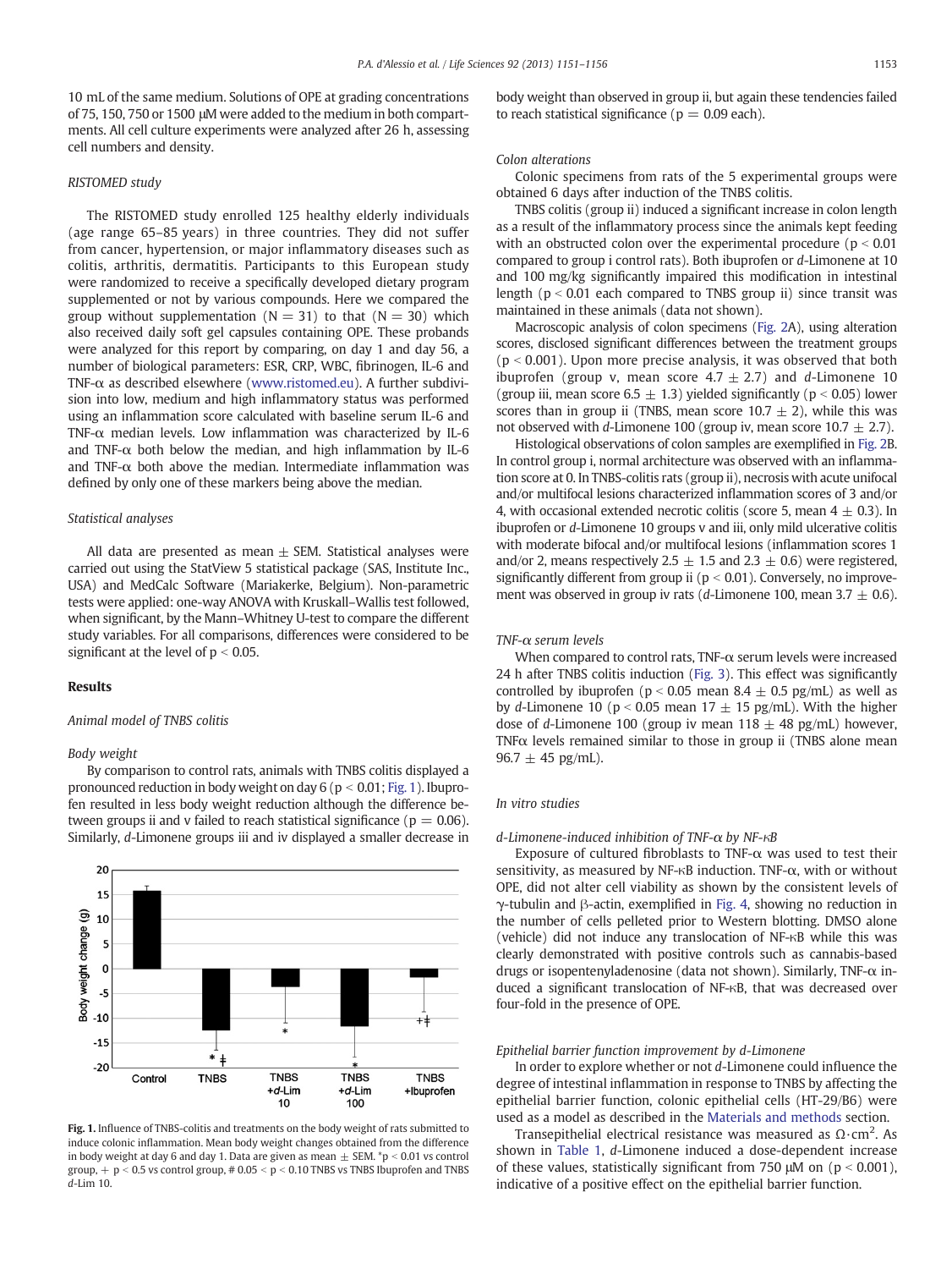10 mL of the same medium. Solutions of OPE at grading concentrations of 75, 150, 750 or 1500 μM were added to the medium in both compartments. All cell culture experiments were analyzed after 26 h, assessing cell numbers and density.

### *RISTOMED study*

The RISTOMED study enrolled 125 healthy elderly individuals (age range 65–85 years) in three countries. They did not suffer from cancer, hypertension, or major inflammatory diseases such as colitis, arthritis, dermatitis. Participants to this European study were randomized to receive a specifically developed dietary program supplemented or not by various compounds. Here we compared the group without supplementation (N = 31) to that (N = 30) which also received daily soft gel capsules containing OPE. These probands were analyzed for this report by comparing, on day 1 and day 56, a number of biological parameters: ESR, CRP, WBC, fibrinogen, IL-6 and TNF-α as described elsewhere (www.ristomed.eu). A further subdivision into low, medium and high inflammatory status was performed using an inflammation score calculated with baseline serum IL-6 and TNF-α median levels. Low inflammation was characterized by IL-6 and TNF-α both below the median, and high inflammation by IL-6 and TNF-α both above the median. Intermediate inflammation was defined by only one of these markers being above the median.

### *Statistical analyses*

All data are presented as mean ± SEM. Statistical analyses were carried out using the StatView 5 statistical package (SAS, Institute Inc., USA) and MedCalc Software (Mariakerke, Belgium). Non-parametric tests were applied: one-way ANOVA with Kruskall–Wallis test followed, when significant, by the Mann–Whitney U-test to compare the different study variables. For all comparisons, differences were considered to be significant at the level of $p < 0.05$.

## Results

### *Animal model of TNBS colitis*

#### *Body weight*

By comparison to control rats, animals with TNBS colitis displayed a pronounced reduction in body weight on day 6 ($p < 0.01$; Fig. 1). Ibuprofen resulted in less body weight reduction although the difference between groups ii and v failed to reach statistical significance ($p = 0.06$). Similarly, *d*-Limonene groups iii and iv displayed a smaller decrease in body weight than observed in group ii, but again these tendencies failed to reach statistical significance ($p = 0.09$ each).

**Fig. 1.** Influence of TNBS-colitis and treatments on the body weight of rats submitted to induce colonic inflammation. Mean body weight changes obtained from the difference in body weight at day 6 and day 1. Data are given as mean ± SEM. *p < 0.01 vs control group, + p < 0.5 vs control group, # 0.05 < p < 0.10 TNBS vs TNBS Ibuprofen and TNBS *d*-Lim 10.

#### *Colon alterations*

Colonic specimens from rats of the 5 experimental groups were obtained 6 days after induction of the TNBS colitis.

TNBS colitis (group ii) induced a significant increase in colon length as a result of the inflammatory process since the animals kept feeding with an obstructed colon over the experimental procedure ($p < 0.01$ compared to group i control rats). Both ibuprofen or *d*-Limonene at 10 and 100 mg/kg significantly impaired this modification in intestinal length ($p < 0.01$ each compared to TNBS group ii) since transit was maintained in these animals (data not shown).

Macroscopic analysis of colon specimens (Fig. 2A), using alteration scores, disclosed significant differences between the treatment groups ($p < 0.001$). Upon more precise analysis, it was observed that both ibuprofen (group v, mean score 4.7 ± 2.7) and *d*-Limonene 10 (group iii, mean score 6.5 ± 1.3) yielded significantly ($p < 0.05$) lower scores than in group ii (TNBS, mean score 10.7 ± 2), while this was not observed with *d*-Limonene 100 (group iv, mean score 10.7 ± 2.7).

Histological observations of colon samples are exemplified in Fig. 2B. In control group i, normal architecture was observed with an inflammation score at 0. In TNBS-colitis rats (group ii), necrosis with acute unifocal and/or multifocal lesions characterized inflammation scores of 3 and/or 4, with occasional extended necrotic colitis (score 5, mean 4 ± 0.3). In ibuprofen or *d*-Limonene 10 groups v and iii, only mild ulcerative colitis with moderate bifocal and/or multifocal lesions (inflammation scores 1 and/or 2, means respectively 2.5 ± 1.5 and 2.3 ± 0.6) were registered, significantly different from group ii ($p < 0.01$). Conversely, no improvement was observed in group iv rats (*d*-Limonene 100, mean 3.7 ± 0.6).

#### *TNF-α serum levels*

When compared to control rats, TNF-α serum levels were increased 24 h after TNBS colitis induction (Fig. 3). This effect was significantly controlled by ibuprofen ($p < 0.05$ mean 8.4 ± 0.5 pg/mL) as well as by *d*-Limonene 10 ($p < 0.05$ mean 17 ± 15 pg/mL). With the higher dose of *d*-Limonene 100 (group iv mean 118 ± 48 pg/mL) however, TNFα levels remained similar to those in group ii (TNBS alone mean 96.7 ± 45 pg/mL).

### *In vitro studies*

#### *d-Limonene-induced inhibition of TNF-α by NF-κB*

Exposure of cultured fibroblasts to TNF-α was used to test their sensitivity, as measured by NF-κB induction. TNF-α, with or without OPE, did not alter cell viability as shown by the consistent levels of γ-tubulin and β-actin, exemplified in Fig. 4, showing no reduction in the number of cells pelleted prior to Western blotting. DMSO alone (vehicle) did not induce any translocation of NF-κB while this was clearly demonstrated with positive controls such as cannabis-based drugs or isopentenyladenosine (data not shown). Similarly, TNF-α induced a significant translocation of NF-κB, that was decreased over four-fold in the presence of OPE.

#### *Epithelial barrier function improvement by d-Limonene*

In order to explore whether or not *d*-Limonene could influence the degree of intestinal inflammation in response to TNBS by affecting the epithelial barrier function, colonic epithelial cells (HT-29/B6) were used as a model as described in the Materials and methods section.

Transepithelial electrical resistance was measured as $\Omega \cdot cm^2$. As shown in Table 1, *d*-Limonene induced a dose-dependent increase of these values, statistically significant from 750 μM on ($p < 0.001$), indicative of a positive effect on the epithelial barrier function.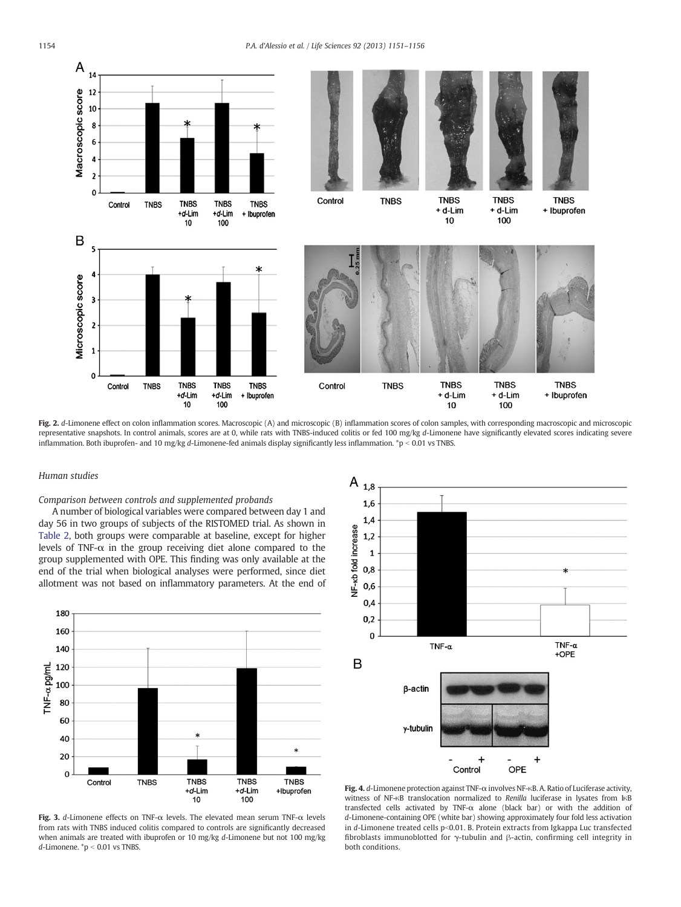**Fig. 2.** *d*-Limonene effect on colon inflammation scores. Macroscopic (A) and microscopic (B) inflammation scores of colon samples, with corresponding macroscopic and microscopic representative snapshots. In control animals, scores are at 0, while rats with TNBS-induced colitis or fed 100 mg/kg *d*-Limonene have significantly elevated scores indicating severe inflammation. Both ibuprofen- and 10 mg/kg *d*-Limonene-fed animals display significantly less inflammation. *p < 0.01 vs TNBS.

### Human studies

*Comparison between controls and supplemented probands*

A number of biological variables were compared between day 1 and day 56 in two groups of subjects of the RISTOMED trial. As shown in Table 2, both groups were comparable at baseline, except for higher levels of TNF-α in the group receiving diet alone compared to the group supplemented with OPE. This finding was only available at the end of the trial when biological analyses were performed, since diet allotment was not based on inflammatory parameters. At the end of

**Fig. 3.** *d*-Limonene effects on TNF-α levels. The elevated mean serum TNF-α levels from rats with TNBS induced colitis compared to controls are significantly decreased when animals are treated with ibuprofen or 10 mg/kg *d*-Limonene but not 100 mg/kg *d*-Limonene. *p < 0.01 vs TNBS.

**Fig. 4.** *d*-Limonene protection against TNF-α involves NF-κB. A. Ratio of Luciferase activity, witness of NF-κB translocation normalized to *Renilla* luciferase in lysates from IκB transfected cells activated by TNF-α alone (black bar) or with the addition of *d*-Limonene-containing OPE (white bar) showing approximately four fold less activation in *d*-Limonene treated cells p<0.01. B. Protein extracts from Igkappa Luc transfected fibroblasts immunoblotted for γ-tubulin and β-actin, confirming cell integrity in both conditions.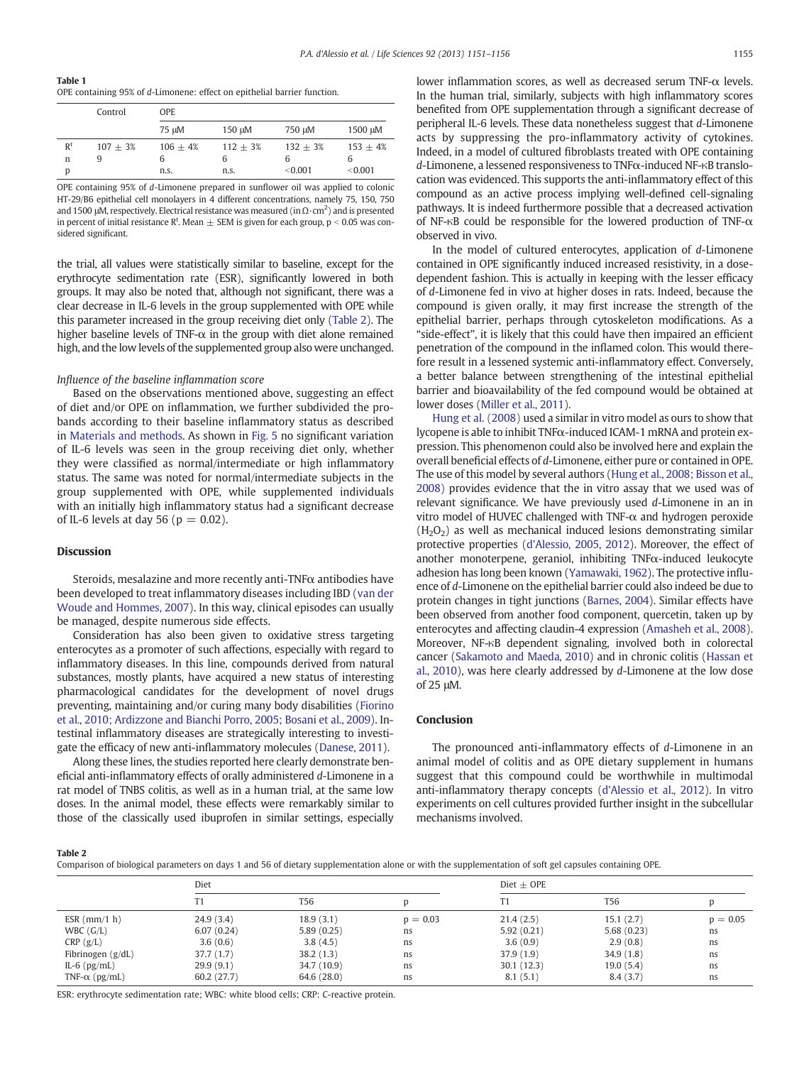**Table 1**
OPE containing 95% of *d*-Limonene: effect on epithelial barrier function.

| | Control | OPE | | | |
|---|---|---|---|---|---|
| | | 75 μM | 150 μM | 750 μM | 1500 μM |
| $R^t$ | 107 ± 3% | 106 ± 4% | 112 ± 3% | 132 ± 3% | 153 ± 4% |
| n | 9 | 6 | 6 | 6 | 6 |
| p | | n.s. | n.s. | <0.001 | <0.001 |

OPE containing 95% of *d*-Limonene prepared in sunflower oil was applied to colonic HT-29/B6 epithelial cell monolayers in 4 different concentrations, namely 75, 150, 750 and 1500 μM, respectively. Electrical resistance was measured (in $\Omega \cdot cm^2$) and is presented in percent of initial resistance $R^t$. Mean ± SEM is given for each group, $p < 0.05$ was considered significant.

the trial, all values were statistically similar to baseline, except for the erythrocyte sedimentation rate (ESR), significantly lowered in both groups. It may also be noted that, although not significant, there was a clear decrease in IL-6 levels in the group supplemented with OPE while this parameter increased in the group receiving diet only (Table 2). The higher baseline levels of TNF-α in the group with diet alone remained high, and the low levels of the supplemented group also were unchanged.

*Influence of the baseline inflammation score*

Based on the observations mentioned above, suggesting an effect of diet and/or OPE on inflammation, we further subdivided the probands according to their baseline inflammatory status as described in Materials and methods. As shown in Fig. 5 no significant variation of IL-6 levels was seen in the group receiving diet only, whether they were classified as normal/intermediate or high inflammatory status. The same was noted for normal/intermediate subjects in the group supplemented with OPE, while supplemented individuals with an initially high inflammatory status had a significant decrease of IL-6 levels at day 56 ($p = 0.02$).

## Discussion

Steroids, mesalazine and more recently anti-TNFα antibodies have been developed to treat inflammatory diseases including IBD (van der Woude and Hommes, 2007). In this way, clinical episodes can usually be managed, despite numerous side effects.

Consideration has also been given to oxidative stress targeting enterocytes as a promoter of such affections, especially with regard to inflammatory diseases. In this line, compounds derived from natural substances, mostly plants, have acquired a new status of interesting pharmacological candidates for the development of novel drugs preventing, maintaining and/or curing many body disabilities (Fiorino et al., 2010; Ardizzone and Bianchi Porro, 2005; Bosani et al., 2009). Intestinal inflammatory diseases are strategically interesting to investigate the efficacy of new anti-inflammatory molecules (Danese, 2011).

Along these lines, the studies reported here clearly demonstrate beneficial anti-inflammatory effects of orally administered *d*-Limonene in a rat model of TNBS colitis, as well as in a human trial, at the same low doses. In the animal model, these effects were remarkably similar to those of the classically used ibuprofen in similar settings, especially lower inflammation scores, as well as decreased serum TNF-α levels. In the human trial, similarly, subjects with high inflammatory scores benefited from OPE supplementation through a significant decrease of peripheral IL-6 levels. These data nonetheless suggest that *d*-Limonene acts by suppressing the pro-inflammatory activity of cytokines. Indeed, in a model of cultured fibroblasts treated with OPE containing *d*-Limonene, a lessened responsiveness to TNFα-induced NF-κB translocation was evidenced. This supports the anti-inflammatory effect of this compound as an active process implying well-defined cell-signaling pathways. It is indeed furthermore possible that a decreased activation of NF-κB could be responsible for the lowered production of TNF-α observed in vivo.

In the model of cultured enterocytes, application of *d*-Limonene contained in OPE significantly induced increased resistivity, in a dose-dependent fashion. This is actually in keeping with the lesser efficacy of *d*-Limonene fed in vivo at higher doses in rats. Indeed, because the compound is given orally, it may first increase the strength of the epithelial barrier, perhaps through cytoskeleton modifications. As a "side-effect", it is likely that this could have then impaired an efficient penetration of the compound in the inflamed colon. This would therefore result in a lessened systemic anti-inflammatory effect. Conversely, a better balance between strengthening of the intestinal epithelial barrier and bioavailability of the fed compound would be obtained at lower doses (Miller et al., 2011).

Hung et al. (2008) used a similar in vitro model as ours to show that lycopene is able to inhibit TNFα-induced ICAM-1 mRNA and protein expression. This phenomenon could also be involved here and explain the overall beneficial effects of *d*-Limonene, either pure or contained in OPE. The use of this model by several authors (Hung et al., 2008; Bisson et al., 2008) provides evidence that the in vitro assay that we used was of relevant significance. We have previously used *d*-Limonene in an in vitro model of HUVEC challenged with TNF-α and hydrogen peroxide ($H_2O_2$) as well as mechanical induced lesions demonstrating similar protective properties (d'Alessio, 2005, 2012). Moreover, the effect of another monoterpene, geraniol, inhibiting TNFα-induced leukocyte adhesion has long been known (Yamawaki, 1962). The protective influence of *d*-Limonene on the epithelial barrier could also indeed be due to protein changes in tight junctions (Barnes, 2004). Similar effects have been observed from another food component, quercetin, taken up by enterocytes and affecting claudin-4 expression (Amasheh et al., 2008). Moreover, NF-κB dependent signaling, involved both in colorectal cancer (Sakamoto and Maeda, 2010) and in chronic colitis (Hassan et al., 2010), was here clearly addressed by *d*-Limonene at the low dose of 25 μM.

## Conclusion

The pronounced anti-inflammatory effects of *d*-Limonene in an animal model of colitis and as OPE dietary supplement in humans suggest that this compound could be worthwhile in multimodal anti-inflammatory therapy concepts (d'Alessio et al., 2012). In vitro experiments on cell cultures provided further insight in the subcellular mechanisms involved.

**Table 2**
Comparison of biological parameters on days 1 and 56 of dietary supplementation alone or with the supplementation of soft gel capsules containing OPE.

| | Diet | | | Diet ± OPE | | |
|---|---|---|---|---|---|---|
| | T1 | T56 | p | T1 | T56 | p |
| ESR (mm/1 h) | 24.9 (3.4) | 18.9 (3.1) | p = 0.03 | 21.4 (2.5) | 15.1 (2.7) | p = 0.05 |
| WBC (G/L) | 6.07 (0.24) | 5.89 (0.25) | ns | 5.92 (0.21) | 5.68 (0.23) | ns |
| CRP (g/L) | 3.6 (0.6) | 3.8 (4.5) | ns | 3.6 (0.9) | 2.9 (0.8) | ns |
| Fibrinogen (g/dL) | 37.7 (1.7) | 38.2 (1.3) | ns | 37.9 (1.9) | 34.9 (1.8) | ns |
| IL-6 (pg/mL) | 29.9 (9.1) | 34.7 (10.9) | ns | 30.1 (12.3) | 19.0 (5.4) | ns |
| TNF-α (pg/mL) | 60.2 (27.7) | 64.6 (28.0) | ns | 8.1 (5.1) | 8.4 (3.7) | ns |

ESR: erythrocyte sedimentation rate; WBC: white blood cells; CRP: C-reactive protein.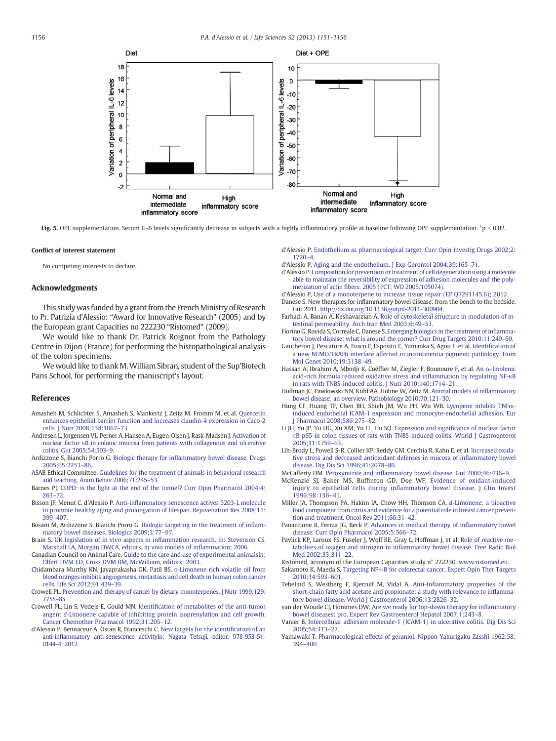Diet

Diet + OPE

Variation of peripheral IL-6 levels

18
16
14
12
10
8
6
4
2
0
-2

Normal and intermediate inflammatory score

High inflammatory score

10
0
-10
-20
-30
-40
-50
-60
-70
-80

*

Normal and intermediate inflammatory score

High inflammatory score

**Fig. 5.** OPE supplementation. Serum IL-6 levels significantly decrease in subjects with a highly inflammatory profile at baseline following OPE supplementation. *p < 0.02.

### Conflict of interest statement

No competing interests to declare.

## Acknowledgments

This study was funded by a grant from the French Ministry of Research to Pr. Patrizia d'Alessio: "Award for Innovative Research" (2005) and by the European grant Capacities no 222230 "Ristomed" (2009).

We would like to thank Dr. Patrick Roignot from the Pathology Centre in Dijon (France) for performing the histopathological analysis of the colon specimens.

We would like to thank M. William Sibran, student of the Sup'Biotech Paris School, for performing the manuscript's layout.

## References

Amasheh M, Schlichter S, Amasheh S, Mankertz J, Zeitz M, Fromm M, et al. Quercetin enhances epithelial barrier function and increases claudin-4 expression in Caco-2 cells. J Nutr 2008;138:1067–73.

Andresen L, Jorgensen VL, Perner A, Hansen A, Eugen-Olsen J, Rask-Madsen J. Activation of nuclear factor κB in colonic mucosa from patients with collagenous and ulcerative colitis. Gut 2005;54:503–9.

Ardizzone S, Bianchi Porro G. Biologic therapy for inflammatory bowel disease. Drugs 2005;65:2253–86.

ASAB Ethical Committee. Guidelines for the treatment of animals in behavioral research and teaching. Anim Behav 2006;71:245–53.

Barnes PJ. COPD: is the light at the end of the tunnel? Curr Opin Pharmacol 2004;4: 263–72.

Bisson JF, Menut C, d'Alessio P. Anti-inflammatory senescence actives 5203-L molecule to promote healthy aging and prolongation of lifespan. Rejuvenation Res 2008;11: 399–407.

Bosani M, Ardizzone S, Bianchi Porro G. Biologic targeting in the treatment of inflammatory bowel diseases. Biologics 2009;3:77–97.

Brain S. UK legislation of in vivo aspects in inflammation research. In: Stevenson CS, Marshall LA, Morgan DWCA, editors. In vivo models of inflammation; 2006.

Canadian Council on Animal Care. Guide to the care and use of experimental animalsIn: Olfert DVM ED, Cross DVM BM, McWilliam, editors; 2003.

Chidambara Murthy KN, Jayaprakasha GK, Patil BS. D-Limonene rich volatile oil from blood oranges inhibits angiogenesis, metastasis and cell death in human colon cancer cells. Life Sci 2012;91:429–39.

Crowell PL. Prevention and therapy of cancer by dietary monoterpenes. J Nutr 1999;129: 775S–8S.

Crowell PL, Lin S, Vedejs E, Gould MN. Identification of metabolites of the anti-tumor angent *d*-Limonene capable of inhibiting protein isoprenylation and cell growth. Cancer Chemother Pharmacol 1992;31:205–12.

d'Alessio P, Bennaceur A, Ostan R, Franceschi C. New targets for the identification of an anti-inflammatory anti-senescence activityIn: Nagata Tetsuji, editor. 978-953-51-0144-4; 2012.

d'Alessio P. Endothelium as pharmacological target. Curr Opin Investig Drugs 2002;2: 1720–4.

d'Alessio P. Aging and the endothelium. J Exp Gerontol 2004;39:165–71.

d'Alessio P. Composition for prevention or treatment of cell degeneration using a molecule able to maintain the reversibility of expression of adhesion molecules and the polymerization of actin fibers; 2005 (PCT; WO 2005/105074).

d'Alessio P. Use of a monoterpene to increase tissue repair (EP Q7291145.6); 2012.

Danese S. New therapies for inflammatory bowel disease: from the bench to the bedside. Gut 2011. http://dx.doi.org/10.1136/gutjnl-2011-300904.

Farhadi A, Banan A, Keshavarzian A. Role of cytoskeletal structure in modulation of intestinal permeability. Arch Iran Med 2003;6:49–53.

Fiorino G, Rovida S, Correale C, Danese S. Emerging biologics in the treatment of inflammatory bowel disease: what is around the corner? Curr Drug Targets 2010;11:249–60.

Gautheron J, Pescatore A, Fusco F, Esposito E, Yamaoka S, Agou F, et al. Identification of a new NEMO/TRAF6 interface affected in incontinentia pigmenti pathology. Hum Mol Genet 2010;19:3138–49.

Hassan A, Ibrahim A, Mbodji K, Coëffier M, Ziegler F, Bounoure F, et al. An α-linolenic acid-rich formula reduced oxidative stress and inflammation by regulating NF-κB in rats with TNBS-induced colitis. J Nutr 2010;140:1714–21.

Hoffman JC, Pawlowski NN, Kühl AA, Höhne W, Zeitz M. Animal models of inflammatory bowel disease: an overview. Pathobiology 2010;70:121–30.

Hung CF, Huang TF, Chen BH, Shieh JM, Wu PH, Wu WB. Lycopene inhibits TNFα-induced endothelial ICAM-1 expression and monocyte-endothelial adhesion. Eur J Pharmacol 2008;586:275–82.

Li JH, Yu JP, Yu HG, Xu XM, Yu LL, Liu SQ. Expression and significance of nuclear factor κB p65 in colon tissues of rats with TNBS-induced colitis. World J Gastroenterol 2005;11:1759–63.

Lih-Brody L, Powell S-R, Collier KP, Reddy GM, Cerchia R, Kahn E, et al. Increased oxidative stress and decreased antioxidant defenses in mucosa of inflammatory bowel disease. Dig Dis Sci 1996;41:2078–86.

McCafferty DM. Peroxynitrite and inflammatory bowel disease. Gut 2000;46:436–9.

McKenzie SJ, Baker MS, Buffinton GD, Doe WF. Evidence of oxidant-induced injury to epithelial cells during inflammatory bowel disease. J Clin Invest 1996;98:136–41.

Miller JA, Thompson PA, Hakim IA, Chow HH, Thomson CA. *d*-Limonene: a bioactive food component from citrus and evidence for a potential role in breast cancer prevention and treatment. Oncol Rev 2011;66:31–42.

Panaccione R, Ferraz JG, Beck P. Advances in medical therapy of inflammatory bowel disease. Curr Opin Pharmacol 2005;5:566–72.

Pavlick KP, Laroux FS, Fuseler J, Wolf RE, Gray L, Hoffman J, et al. Role of reactive metabolites of oxygen and nitrogen in inflammatory bowel disease. Free Radic Biol Med 2002;33:311–22.

Ristomed, acronym of the European Capacities study n° 222230. www.ristomed.eu.

Sakamoto K, Maeda S. Targeting NF-κB for colorectal cancer. Expert Opin Ther Targets 2010;14:593–601.

Tebelind S, Westberg F, Kjerrulf M, Vidal A. Anti-Inflammatory properties of the short-chain fatty acid acetate and propionate: a study with relevance to inflammatory bowel disease. World J Gastroenterol 2006;13:2826–32.

van der Woude CJ, Hommes DW. Are we ready for top-down therapy for inflammatory bowel diseases: pro. Expert Rev Gastroenterol Hepatol 2007;1:243–8.

Vanier B. Intercellular adhesion molecule-1 (ICAM-1) in ulcerative colitis. Dig Dis Sci 2005;54:313–27.

Yamawaki T. Pharmacological effects of geraniol. Nippon Yakurigaku Zasshi 1962;58: 394–400.